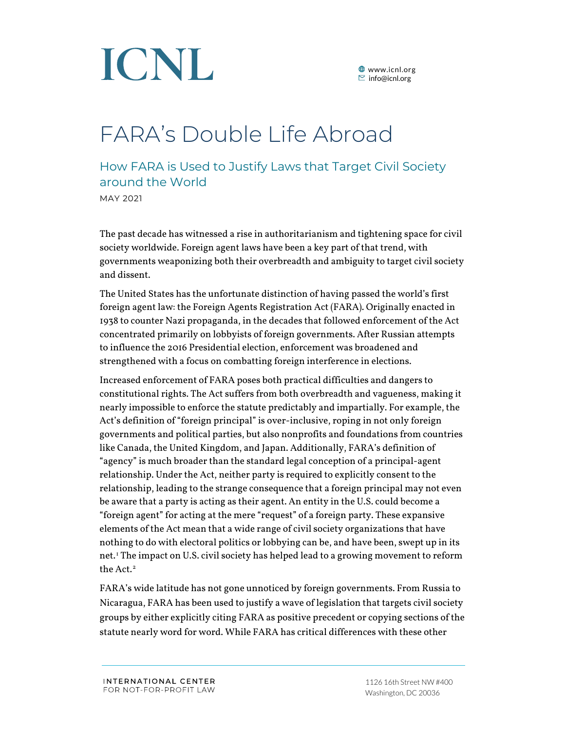# ICNL

www.icnl.org
info@icnl.org

# FARA's Double Life Abroad

## How FARA is Used to Justify Laws that Target Civil Society around the World

MAY 2021

The past decade has witnessed a rise in authoritarianism and tightening space for civil society worldwide. Foreign agent laws have been a key part of that trend, with governments weaponizing both their overbreadth and ambiguity to target civil society and dissent.

The United States has the unfortunate distinction of having passed the world's first foreign agent law: the Foreign Agents Registration Act (FARA). Originally enacted in 1938 to counter Nazi propaganda, in the decades that followed enforcement of the Act concentrated primarily on lobbyists of foreign governments. After Russian attempts to influence the 2016 Presidential election, enforcement was broadened and strengthened with a focus on combatting foreign interference in elections.

Increased enforcement of FARA poses both practical difficulties and dangers to constitutional rights. The Act suffers from both overbreadth and vagueness, making it nearly impossible to enforce the statute predictably and impartially. For example, the Act's definition of "foreign principal" is over-inclusive, roping in not only foreign governments and political parties, but also nonprofits and foundations from countries like Canada, the United Kingdom, and Japan. Additionally, FARA's definition of "agency" is much broader than the standard legal conception of a principal-agent relationship. Under the Act, neither party is required to explicitly consent to the relationship, leading to the strange consequence that a foreign principal may not even be aware that a party is acting as their agent. An entity in the U.S. could become a "foreign agent" for acting at the mere "request" of a foreign party. These expansive elements of the Act mean that a wide range of civil society organizations that have nothing to do with electoral politics or lobbying can be, and have been, swept up in its net.[1] The impact on U.S. civil society has helped lead to a growing movement to reform the Act.[2]

FARA's wide latitude has not gone unnoticed by foreign governments. From Russia to Nicaragua, FARA has been used to justify a wave of legislation that targets civil society groups by either explicitly citing FARA as positive precedent or copying sections of the statute nearly word for word. While FARA has critical differences with these other

INTERNATIONAL CENTER FOR NOT-FOR-PROFIT LAW

1126 16th Street NW #400
Washington, DC 20036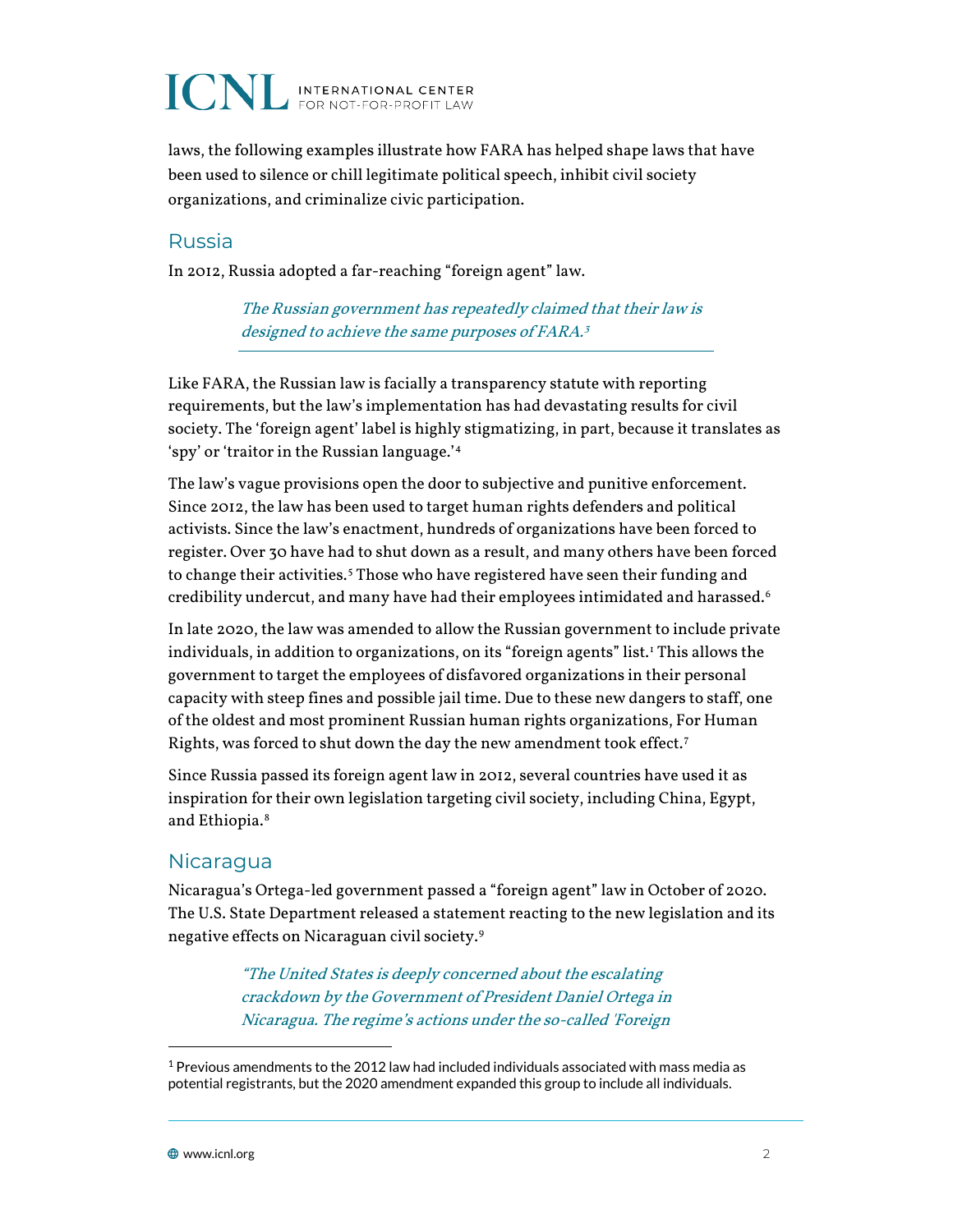laws, the following examples illustrate how FARA has helped shape laws that have been used to silence or chill legitimate political speech, inhibit civil society organizations, and criminalize civic participation.

## Russia

In 2012, Russia adopted a far-reaching "foreign agent" law.

> *The Russian government has repeatedly claimed that their law is designed to achieve the same purposes of FARA.[3]*

Like FARA, the Russian law is facially a transparency statute with reporting requirements, but the law's implementation has had devastating results for civil society. The 'foreign agent' label is highly stigmatizing, in part, because it translates as 'spy' or 'traitor in the Russian language.'[4]

The law's vague provisions open the door to subjective and punitive enforcement. Since 2012, the law has been used to target human rights defenders and political activists. Since the law's enactment, hundreds of organizations have been forced to register. Over 30 have had to shut down as a result, and many others have been forced to change their activities.[5] Those who have registered have seen their funding and credibility undercut, and many have had their employees intimidated and harassed.[6]

In late 2020, the law was amended to allow the Russian government to include private individuals, in addition to organizations, on its "foreign agents" list.[1] This allows the government to target the employees of disfavored organizations in their personal capacity with steep fines and possible jail time. Due to these new dangers to staff, one of the oldest and most prominent Russian human rights organizations, For Human Rights, was forced to shut down the day the new amendment took effect.[7]

Since Russia passed its foreign agent law in 2012, several countries have used it as inspiration for their own legislation targeting civil society, including China, Egypt, and Ethiopia.[8]

## Nicaragua

Nicaragua's Ortega-led government passed a "foreign agent" law in October of 2020. The U.S. State Department released a statement reacting to the new legislation and its negative effects on Nicaraguan civil society.[9]

> *"The United States is deeply concerned about the escalating crackdown by the Government of President Daniel Ortega in Nicaragua. The regime's actions under the so-called 'Foreign*

---

[1] Previous amendments to the 2012 law had included individuals associated with mass media as potential registrants, but the 2020 amendment expanded this group to include all individuals.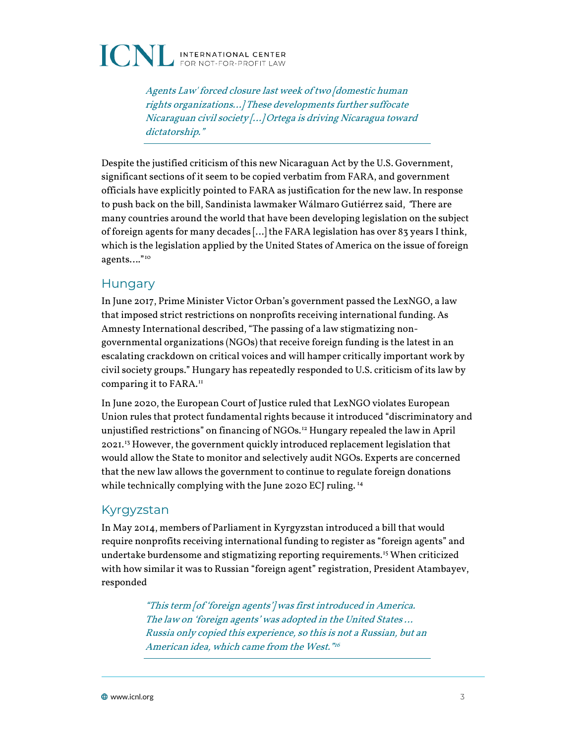*Agents Law' forced closure last week of two [domestic human rights organizations…] These developments further suffocate Nicaraguan civil society […] Ortega is driving Nicaragua toward dictatorship."*

Despite the justified criticism of this new Nicaraguan Act by the U.S. Government, significant sections of it seem to be copied verbatim from FARA, and government officials have explicitly pointed to FARA as justification for the new law. In response to push back on the bill, Sandinista lawmaker Wálmaro Gutiérrez said, "There are many countries around the world that have been developing legislation on the subject of foreign agents for many decades […] the FARA legislation has over 83 years I think, which is the legislation applied by the United States of America on the issue of foreign agents…."[10]

## Hungary

In June 2017, Prime Minister Victor Orban's government passed the LexNGO, a law that imposed strict restrictions on nonprofits receiving international funding. As Amnesty International described, "The passing of a law stigmatizing non-governmental organizations (NGOs) that receive foreign funding is the latest in an escalating crackdown on critical voices and will hamper critically important work by civil society groups." Hungary has repeatedly responded to U.S. criticism of its law by comparing it to FARA.[11]

In June 2020, the European Court of Justice ruled that LexNGO violates European Union rules that protect fundamental rights because it introduced "discriminatory and unjustified restrictions" on financing of NGOs.[12] Hungary repealed the law in April 2021.[13] However, the government quickly introduced replacement legislation that would allow the State to monitor and selectively audit NGOs. Experts are concerned that the new law allows the government to continue to regulate foreign donations while technically complying with the June 2020 ECJ ruling.[14]

## Kyrgyzstan

In May 2014, members of Parliament in Kyrgyzstan introduced a bill that would require nonprofits receiving international funding to register as "foreign agents" and undertake burdensome and stigmatizing reporting requirements.[15] When criticized with how similar it was to Russian "foreign agent" registration, President Atambayev, responded

> *"This term [of 'foreign agents'] was first introduced in America. The law on 'foreign agents' was adopted in the United States … Russia only copied this experience, so this is not a Russian, but an American idea, which came from the West."[16]*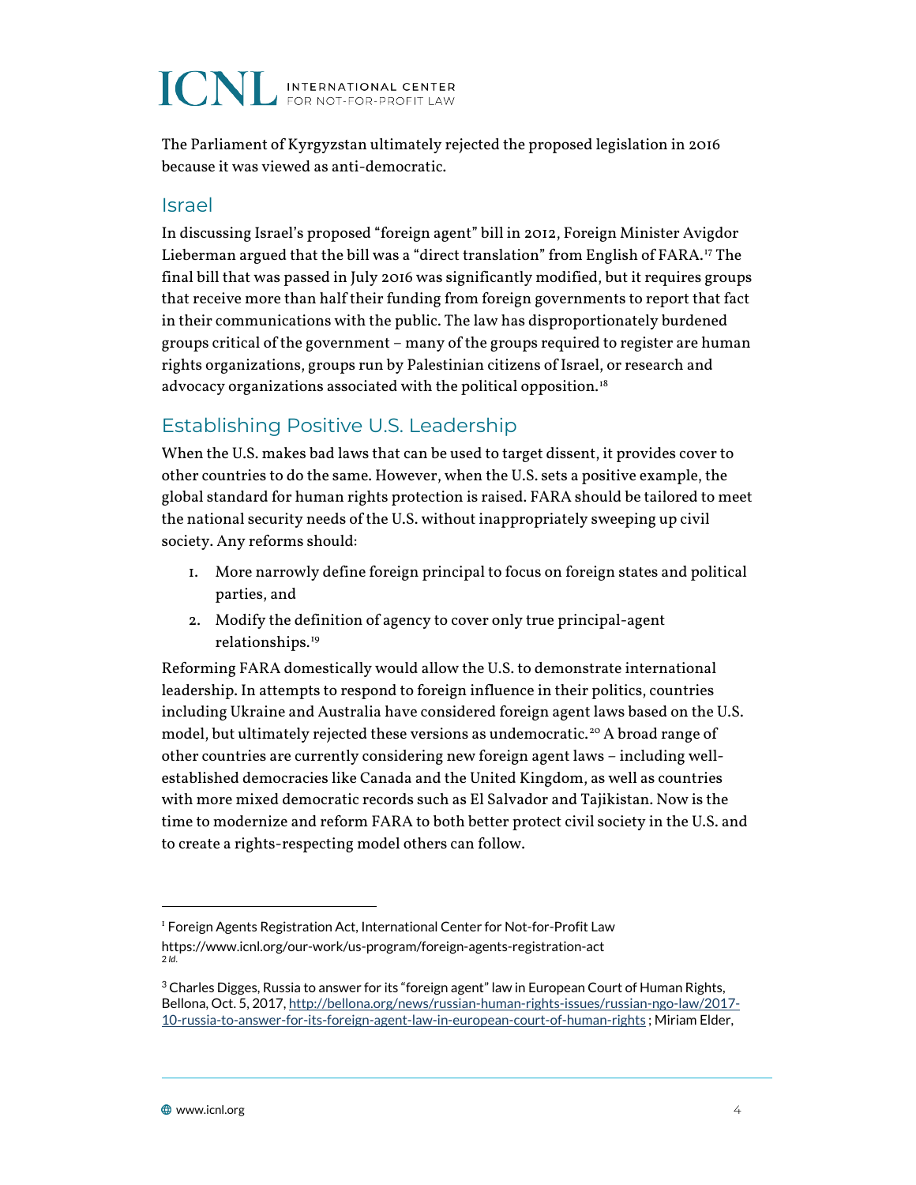The Parliament of Kyrgyzstan ultimately rejected the proposed legislation in 2016 because it was viewed as anti-democratic.

## Israel

In discussing Israel's proposed "foreign agent" bill in 2012, Foreign Minister Avigdor Lieberman argued that the bill was a "direct translation" from English of FARA.[17] The final bill that was passed in July 2016 was significantly modified, but it requires groups that receive more than half their funding from foreign governments to report that fact in their communications with the public. The law has disproportionately burdened groups critical of the government – many of the groups required to register are human rights organizations, groups run by Palestinian citizens of Israel, or research and advocacy organizations associated with the political opposition.[18]

## Establishing Positive U.S. Leadership

When the U.S. makes bad laws that can be used to target dissent, it provides cover to other countries to do the same. However, when the U.S. sets a positive example, the global standard for human rights protection is raised. FARA should be tailored to meet the national security needs of the U.S. without inappropriately sweeping up civil society. Any reforms should:

1. More narrowly define foreign principal to focus on foreign states and political parties, and
2. Modify the definition of agency to cover only true principal-agent relationships.[19]

Reforming FARA domestically would allow the U.S. to demonstrate international leadership. In attempts to respond to foreign influence in their politics, countries including Ukraine and Australia have considered foreign agent laws based on the U.S. model, but ultimately rejected these versions as undemocratic.[20] A broad range of other countries are currently considering new foreign agent laws – including well-established democracies like Canada and the United Kingdom, as well as countries with more mixed democratic records such as El Salvador and Tajikistan. Now is the time to modernize and reform FARA to both better protect civil society in the U.S. and to create a rights-respecting model others can follow.

---

[1] Foreign Agents Registration Act, International Center for Not-for-Profit Law https://www.icnl.org/our-work/us-program/foreign-agents-registration-act

[2] *Id.*

[3] Charles Digges, Russia to answer for its "foreign agent" law in European Court of Human Rights, Bellona, Oct. 5, 2017, http://bellona.org/news/russian-human-rights-issues/russian-ngo-law/2017-10-russia-to-answer-for-its-foreign-agent-law-in-european-court-of-human-rights ; Miriam Elder,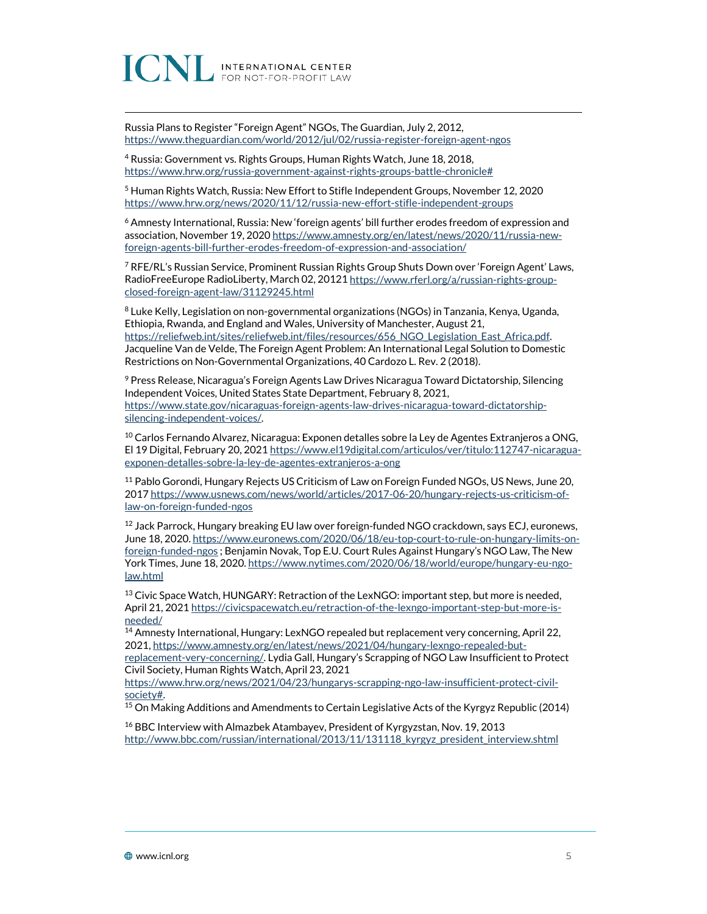Russia Plans to Register "Foreign Agent" NGOs, The Guardian, July 2, 2012, https://www.theguardian.com/world/2012/jul/02/russia-register-foreign-agent-ngos

[4] Russia: Government vs. Rights Groups, Human Rights Watch, June 18, 2018, https://www.hrw.org/russia-government-against-rights-groups-battle-chronicle#

[5] Human Rights Watch, Russia: New Effort to Stifle Independent Groups, November 12, 2020 https://www.hrw.org/news/2020/11/12/russia-new-effort-stifle-independent-groups

[6] Amnesty International, Russia: New 'foreign agents' bill further erodes freedom of expression and association, November 19, 2020 https://www.amnesty.org/en/latest/news/2020/11/russia-new-foreign-agents-bill-further-erodes-freedom-of-expression-and-association/

[7] RFE/RL's Russian Service, Prominent Russian Rights Group Shuts Down over 'Foreign Agent' Laws, RadioFreeEurope RadioLiberty, March 02, 20121 https://www.rferl.org/a/russian-rights-group-closed-foreign-agent-law/31129245.html

[8] Luke Kelly, Legislation on non-governmental organizations (NGOs) in Tanzania, Kenya, Uganda, Ethiopia, Rwanda, and England and Wales, University of Manchester, August 21, https://reliefweb.int/sites/reliefweb.int/files/resources/656_NGO_Legislation_East_Africa.pdf. Jacqueline Van de Velde, The Foreign Agent Problem: An International Legal Solution to Domestic Restrictions on Non-Governmental Organizations, 40 Cardozo L. Rev. 2 (2018).

[9] Press Release, Nicaragua's Foreign Agents Law Drives Nicaragua Toward Dictatorship, Silencing Independent Voices, United States State Department, February 8, 2021, https://www.state.gov/nicaraguas-foreign-agents-law-drives-nicaragua-toward-dictatorship-silencing-independent-voices/.

[10] Carlos Fernando Alvarez, Nicaragua: Exponen detalles sobre la Ley de Agentes Extranjeros a ONG, El 19 Digital, February 20, 2021 https://www.el19digital.com/articulos/ver/titulo:112747-nicaragua-exponen-detalles-sobre-la-ley-de-agentes-extranjeros-a-ong

[11] Pablo Gorondi, Hungary Rejects US Criticism of Law on Foreign Funded NGOs, US News, June 20, 2017 https://www.usnews.com/news/world/articles/2017-06-20/hungary-rejects-us-criticism-of-law-on-foreign-funded-ngos

[12] Jack Parrock, Hungary breaking EU law over foreign-funded NGO crackdown, says ECJ, euronews, June 18, 2020. https://www.euronews.com/2020/06/18/eu-top-court-to-rule-on-hungary-limits-on-foreign-funded-ngos ; Benjamin Novak, Top E.U. Court Rules Against Hungary's NGO Law, The New York Times, June 18, 2020. https://www.nytimes.com/2020/06/18/world/europe/hungary-eu-ngo-law.html

[13] Civic Space Watch, HUNGARY: Retraction of the LexNGO: important step, but more is needed, April 21, 2021 https://civicspacewatch.eu/retraction-of-the-lexngo-important-step-but-more-is-needed/

[14] Amnesty International, Hungary: LexNGO repealed but replacement very concerning, April 22, 2021, https://www.amnesty.org/en/latest/news/2021/04/hungary-lexngo-repealed-but-replacement-very-concerning/. Lydia Gall, Hungary's Scrapping of NGO Law Insufficient to Protect Civil Society, Human Rights Watch, April 23, 2021 https://www.hrw.org/news/2021/04/23/hungarys-scrapping-ngo-law-insufficient-protect-civil-society#.

[15] On Making Additions and Amendments to Certain Legislative Acts of the Kyrgyz Republic (2014)

[16] BBC Interview with Almazbek Atambayev, President of Kyrgyzstan, Nov. 19, 2013 http://www.bbc.com/russian/international/2013/11/131118_kyrgyz_president_interview.shtml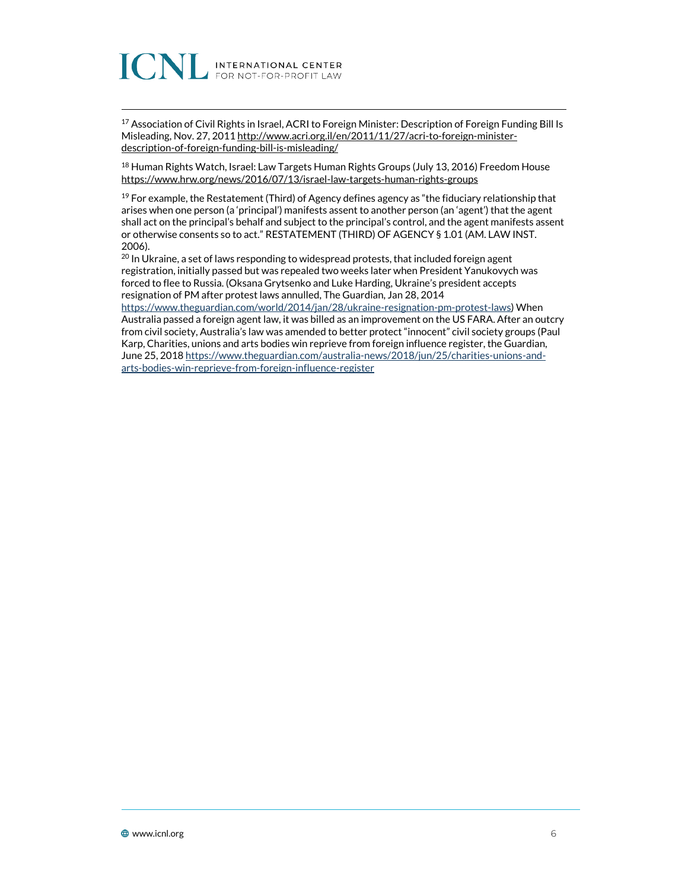[17] Association of Civil Rights in Israel, ACRI to Foreign Minister: Description of Foreign Funding Bill Is Misleading, Nov. 27, 2011 http://www.acri.org.il/en/2011/11/27/acri-to-foreign-minister-description-of-foreign-funding-bill-is-misleading/

[18] Human Rights Watch, Israel: Law Targets Human Rights Groups (July 13, 2016) Freedom House https://www.hrw.org/news/2016/07/13/israel-law-targets-human-rights-groups

[19] For example, the Restatement (Third) of Agency defines agency as "the fiduciary relationship that arises when one person (a 'principal') manifests assent to another person (an 'agent') that the agent shall act on the principal's behalf and subject to the principal's control, and the agent manifests assent or otherwise consents so to act." RESTATEMENT (THIRD) OF AGENCY § 1.01 (AM. LAW INST. 2006).

[20] In Ukraine, a set of laws responding to widespread protests, that included foreign agent registration, initially passed but was repealed two weeks later when President Yanukovych was forced to flee to Russia. (Oksana Grytsenko and Luke Harding, Ukraine's president accepts resignation of PM after protest laws annulled, The Guardian, Jan 28, 2014 https://www.theguardian.com/world/2014/jan/28/ukraine-resignation-pm-protest-laws) When Australia passed a foreign agent law, it was billed as an improvement on the US FARA. After an outcry from civil society, Australia's law was amended to better protect "innocent" civil society groups (Paul Karp, Charities, unions and arts bodies win reprieve from foreign influence register, the Guardian, June 25, 2018 https://www.theguardian.com/australia-news/2018/jun/25/charities-unions-and-arts-bodies-win-reprieve-from-foreign-influence-register